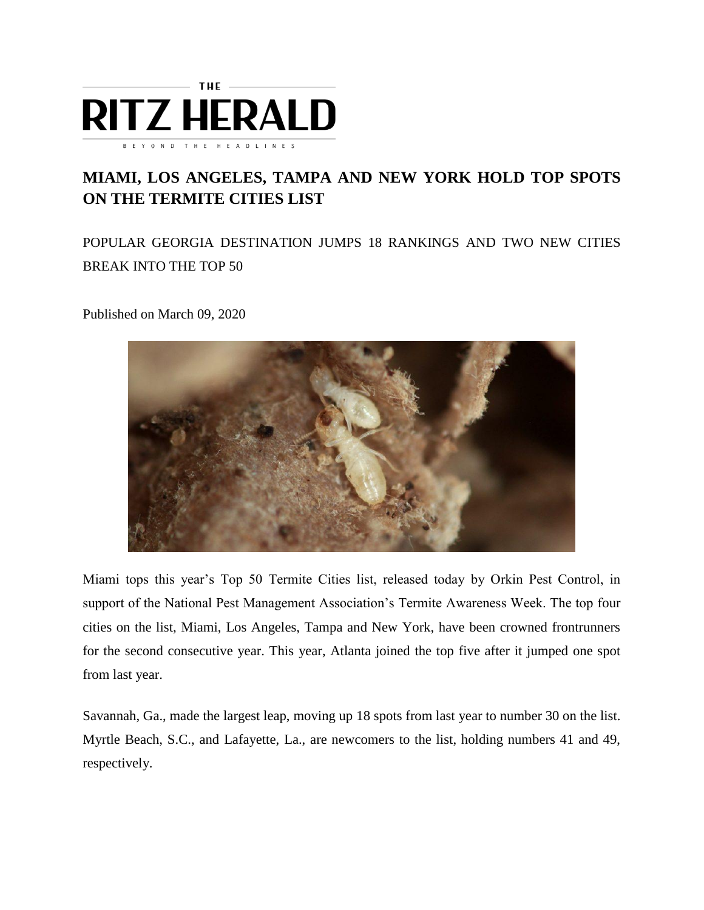THE

# RITZ HERALD

BEYOND THE HEADLINES

## MIAMI, LOS ANGELES, TAMPA AND NEW YORK HOLD TOP SPOTS ON THE TERMITE CITIES LIST

POPULAR GEORGIA DESTINATION JUMPS 18 RANKINGS AND TWO NEW CITIES BREAK INTO THE TOP 50

Published on March 09, 2020

Miami tops this year's Top 50 Termite Cities list, released today by Orkin Pest Control, in support of the National Pest Management Association's Termite Awareness Week. The top four cities on the list, Miami, Los Angeles, Tampa and New York, have been crowned frontrunners for the second consecutive year. This year, Atlanta joined the top five after it jumped one spot from last year.

Savannah, Ga., made the largest leap, moving up 18 spots from last year to number 30 on the list. Myrtle Beach, S.C., and Lafayette, La., are newcomers to the list, holding numbers 41 and 49, respectively.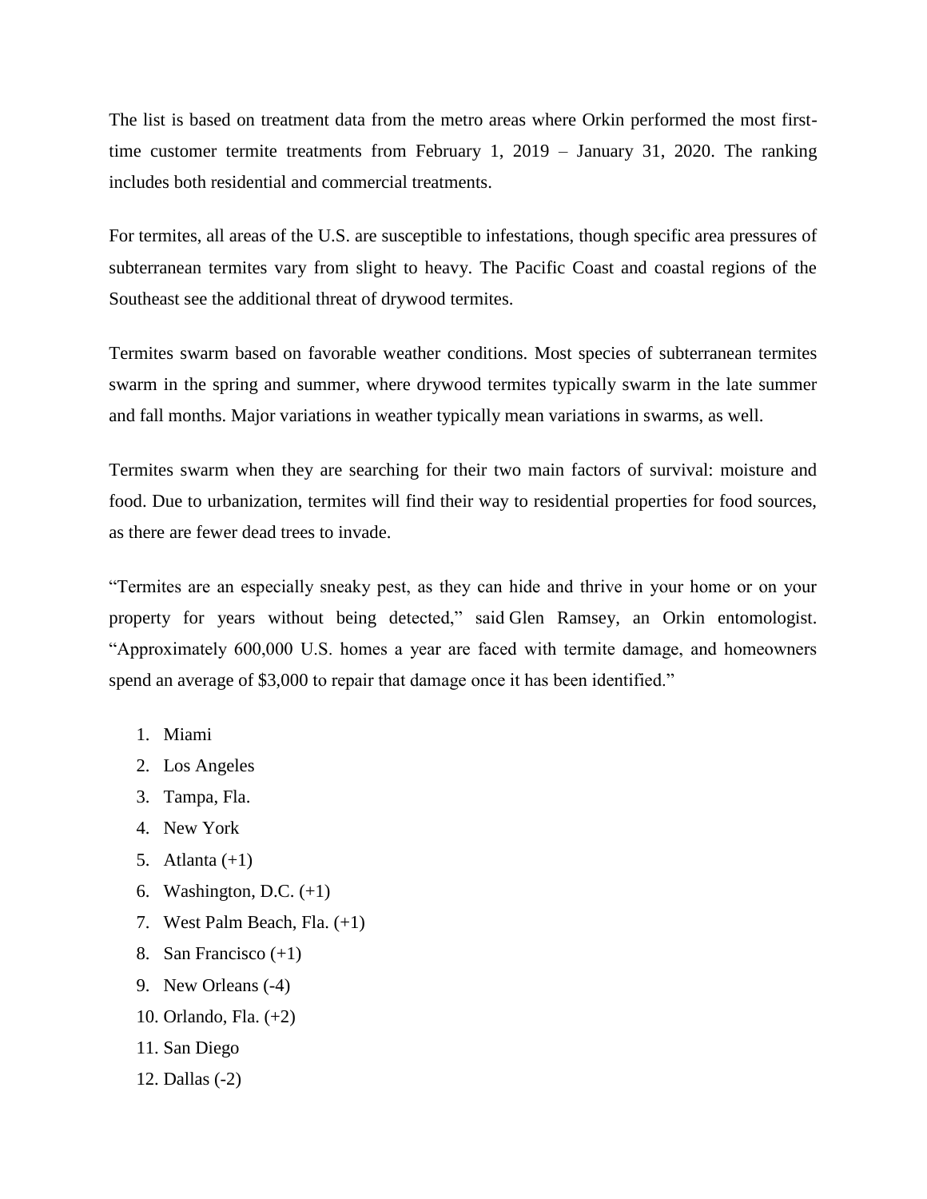The list is based on treatment data from the metro areas where Orkin performed the most first-time customer termite treatments from February 1, 2019 – January 31, 2020. The ranking includes both residential and commercial treatments.

For termites, all areas of the U.S. are susceptible to infestations, though specific area pressures of subterranean termites vary from slight to heavy. The Pacific Coast and coastal regions of the Southeast see the additional threat of drywood termites.

Termites swarm based on favorable weather conditions. Most species of subterranean termites swarm in the spring and summer, where drywood termites typically swarm in the late summer and fall months. Major variations in weather typically mean variations in swarms, as well.

Termites swarm when they are searching for their two main factors of survival: moisture and food. Due to urbanization, termites will find their way to residential properties for food sources, as there are fewer dead trees to invade.

"Termites are an especially sneaky pest, as they can hide and thrive in your home or on your property for years without being detected," said Glen Ramsey, an Orkin entomologist. "Approximately 600,000 U.S. homes a year are faced with termite damage, and homeowners spend an average of $3,000 to repair that damage once it has been identified."

1. Miami
2. Los Angeles
3. Tampa, Fla.
4. New York
5. Atlanta (+1)
6. Washington, D.C. (+1)
7. West Palm Beach, Fla. (+1)
8. San Francisco (+1)
9. New Orleans (-4)
10. Orlando, Fla. (+2)
11. San Diego
12. Dallas (-2)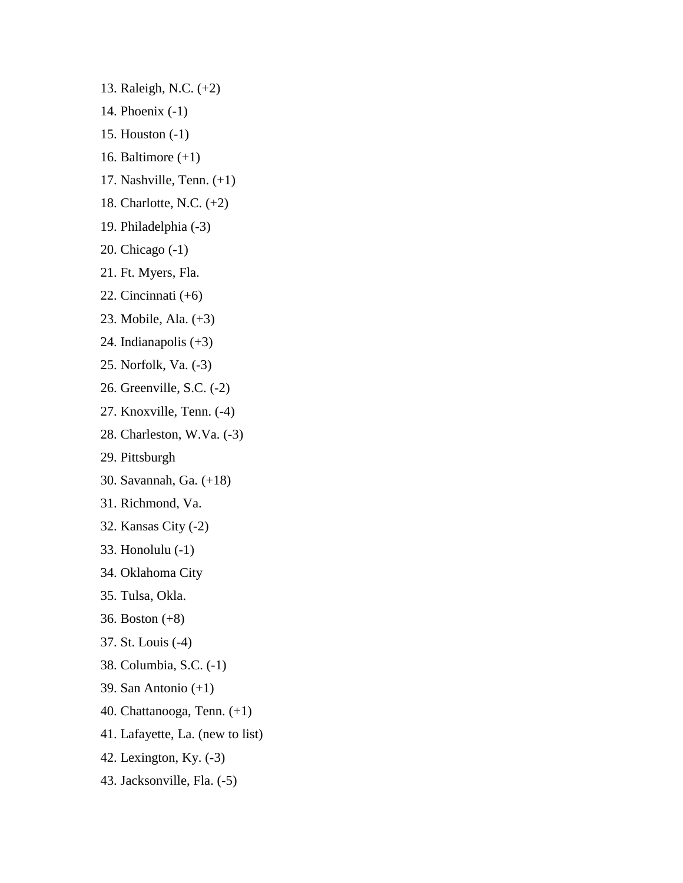13. Raleigh, N.C. (+2)
14. Phoenix (-1)
15. Houston (-1)
16. Baltimore (+1)
17. Nashville, Tenn. (+1)
18. Charlotte, N.C. (+2)
19. Philadelphia (-3)
20. Chicago (-1)
21. Ft. Myers, Fla.
22. Cincinnati (+6)
23. Mobile, Ala. (+3)
24. Indianapolis (+3)
25. Norfolk, Va. (-3)
26. Greenville, S.C. (-2)
27. Knoxville, Tenn. (-4)
28. Charleston, W.Va. (-3)
29. Pittsburgh
30. Savannah, Ga. (+18)
31. Richmond, Va.
32. Kansas City (-2)
33. Honolulu (-1)
34. Oklahoma City
35. Tulsa, Okla.
36. Boston (+8)
37. St. Louis (-4)
38. Columbia, S.C. (-1)
39. San Antonio (+1)
40. Chattanooga, Tenn. (+1)
41. Lafayette, La. (new to list)
42. Lexington, Ky. (-3)
43. Jacksonville, Fla. (-5)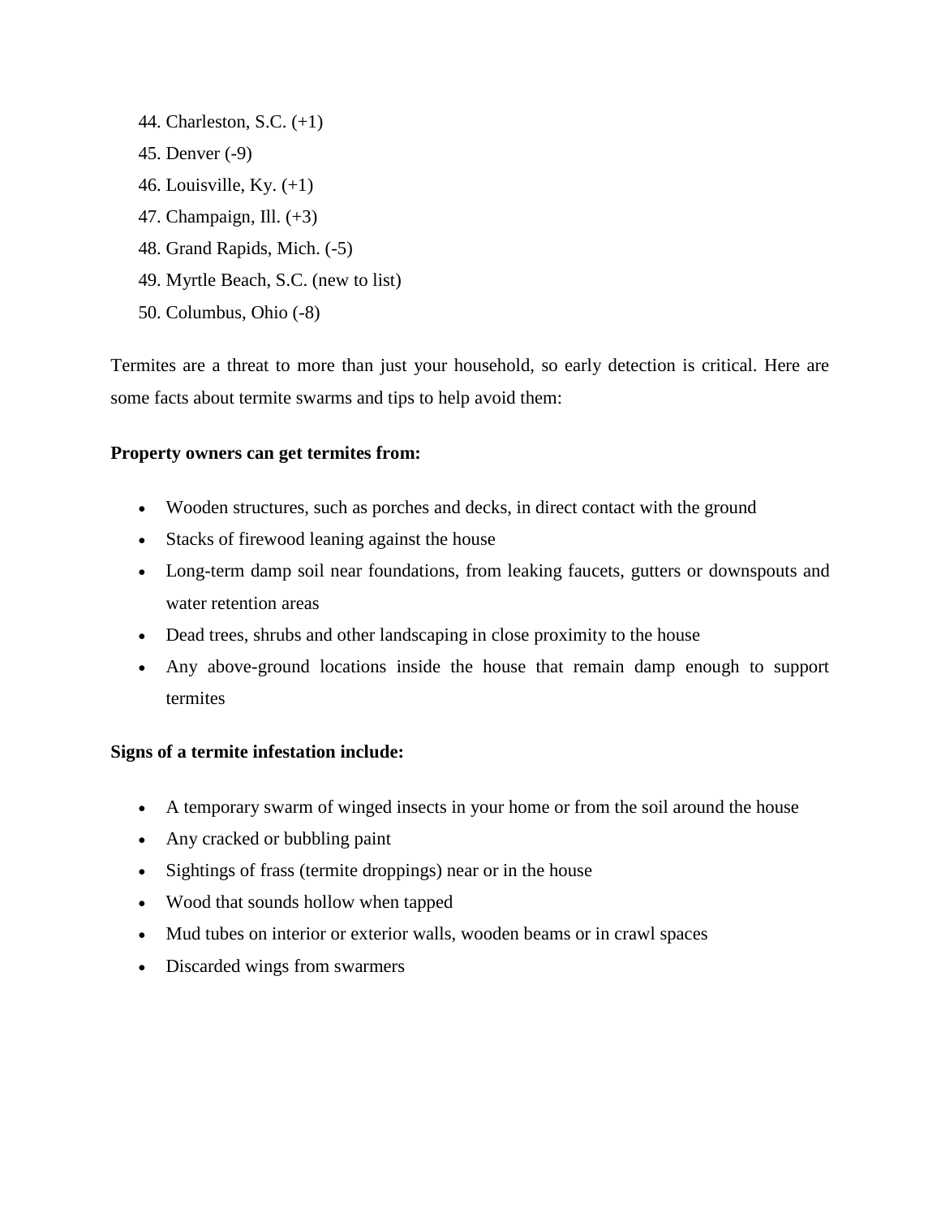44. Charleston, S.C. (+1)
45. Denver (-9)
46. Louisville, Ky. (+1)
47. Champaign, Ill. (+3)
48. Grand Rapids, Mich. (-5)
49. Myrtle Beach, S.C. (new to list)
50. Columbus, Ohio (-8)

Termites are a threat to more than just your household, so early detection is critical. Here are some facts about termite swarms and tips to help avoid them:

**Property owners can get termites from:**

- Wooden structures, such as porches and decks, in direct contact with the ground
- Stacks of firewood leaning against the house
- Long-term damp soil near foundations, from leaking faucets, gutters or downspouts and water retention areas
- Dead trees, shrubs and other landscaping in close proximity to the house
- Any above-ground locations inside the house that remain damp enough to support termites

**Signs of a termite infestation include:**

- A temporary swarm of winged insects in your home or from the soil around the house
- Any cracked or bubbling paint
- Sightings of frass (termite droppings) near or in the house
- Wood that sounds hollow when tapped
- Mud tubes on interior or exterior walls, wooden beams or in crawl spaces
- Discarded wings from swarmers